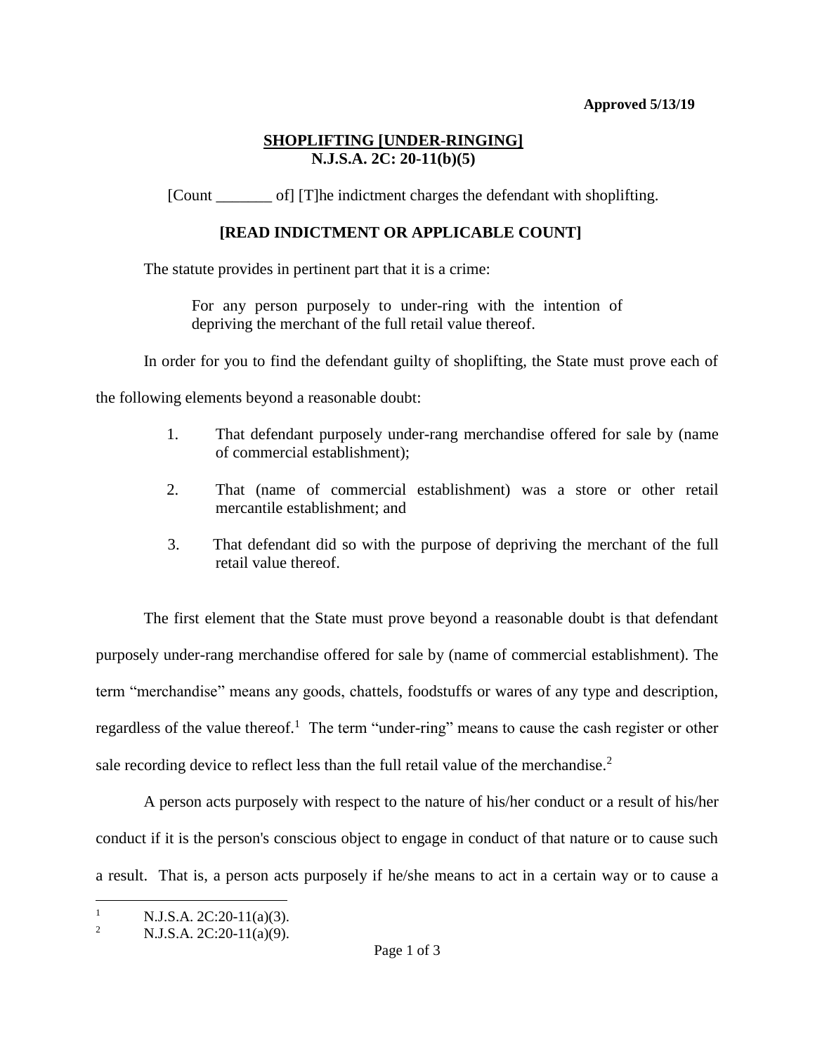**Approved 5/13/19**

# SHOPLIFTING [UNDER-RINGING]
## N.J.S.A. 2C: 20-11(b)(5)

[Count _______ of] [T]he indictment charges the defendant with shoplifting.

**[READ INDICTMENT OR APPLICABLE COUNT]**

The statute provides in pertinent part that it is a crime:

> For any person purposely to under-ring with the intention of depriving the merchant of the full retail value thereof.

In order for you to find the defendant guilty of shoplifting, the State must prove each of the following elements beyond a reasonable doubt:

1. That defendant purposely under-rang merchandise offered for sale by (name of commercial establishment);
2. That (name of commercial establishment) was a store or other retail mercantile establishment; and
3. That defendant did so with the purpose of depriving the merchant of the full retail value thereof.

The first element that the State must prove beyond a reasonable doubt is that defendant purposely under-rang merchandise offered for sale by (name of commercial establishment). The term "merchandise" means any goods, chattels, foodstuffs or wares of any type and description, regardless of the value thereof.[1] The term "under-ring" means to cause the cash register or other sale recording device to reflect less than the full retail value of the merchandise.[2]

A person acts purposely with respect to the nature of his/her conduct or a result of his/her conduct if it is the person's conscious object to engage in conduct of that nature or to cause such a result. That is, a person acts purposely if he/she means to act in a certain way or to cause a

---

[1] N.J.S.A. 2C:20-11(a)(3).

[2] N.J.S.A. 2C:20-11(a)(9).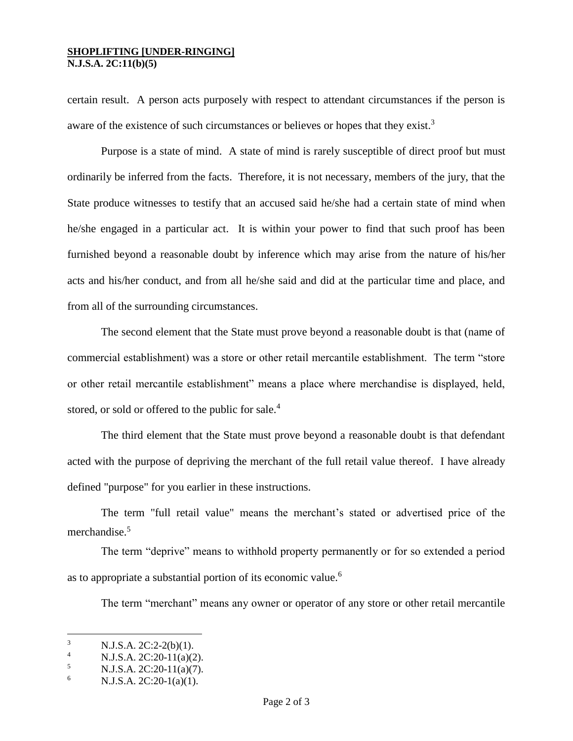certain result. A person acts purposely with respect to attendant circumstances if the person is aware of the existence of such circumstances or believes or hopes that they exist.[3]

Purpose is a state of mind. A state of mind is rarely susceptible of direct proof but must ordinarily be inferred from the facts. Therefore, it is not necessary, members of the jury, that the State produce witnesses to testify that an accused said he/she had a certain state of mind when he/she engaged in a particular act. It is within your power to find that such proof has been furnished beyond a reasonable doubt by inference which may arise from the nature of his/her acts and his/her conduct, and from all he/she said and did at the particular time and place, and from all of the surrounding circumstances.

The second element that the State must prove beyond a reasonable doubt is that (name of commercial establishment) was a store or other retail mercantile establishment. The term "store or other retail mercantile establishment" means a place where merchandise is displayed, held, stored, or sold or offered to the public for sale.[4]

The third element that the State must prove beyond a reasonable doubt is that defendant acted with the purpose of depriving the merchant of the full retail value thereof. I have already defined "purpose" for you earlier in these instructions.

The term "full retail value" means the merchant's stated or advertised price of the merchandise.[5]

The term "deprive" means to withhold property permanently or for so extended a period as to appropriate a substantial portion of its economic value.[6]

The term "merchant" means any owner or operator of any store or other retail mercantile

---

[3] N.J.S.A. 2C:2-2(b)(1).

[4] N.J.S.A. 2C:20-11(a)(2).

[5] N.J.S.A. 2C:20-11(a)(7).

[6] N.J.S.A. 2C:20-1(a)(1).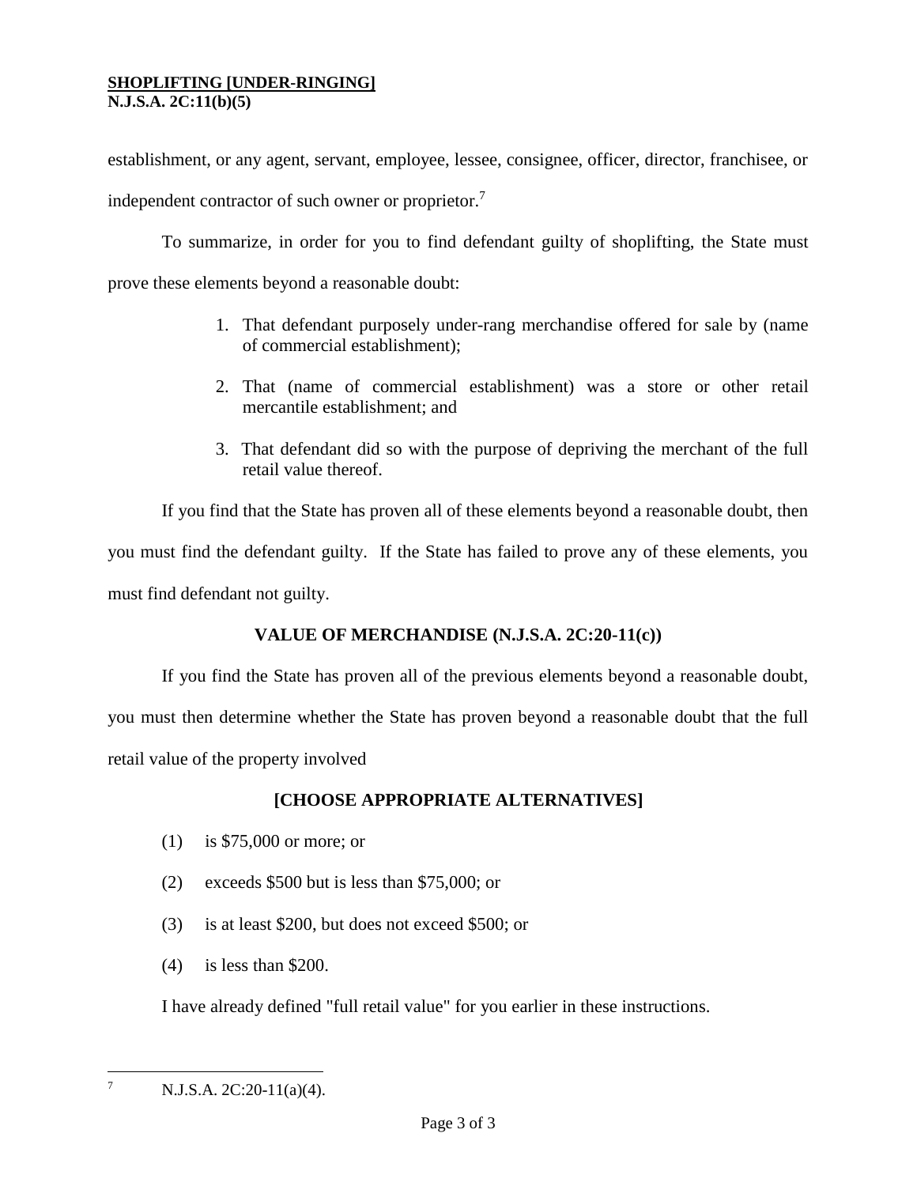establishment, or any agent, servant, employee, lessee, consignee, officer, director, franchisee, or independent contractor of such owner or proprietor.[7]

To summarize, in order for you to find defendant guilty of shoplifting, the State must prove these elements beyond a reasonable doubt:

1. That defendant purposely under-rang merchandise offered for sale by (name of commercial establishment);
2. That (name of commercial establishment) was a store or other retail mercantile establishment; and
3. That defendant did so with the purpose of depriving the merchant of the full retail value thereof.

If you find that the State has proven all of these elements beyond a reasonable doubt, then you must find the defendant guilty. If the State has failed to prove any of these elements, you must find defendant not guilty.

### VALUE OF MERCHANDISE (N.J.S.A. 2C:20-11(c))

If you find the State has proven all of the previous elements beyond a reasonable doubt, you must then determine whether the State has proven beyond a reasonable doubt that the full retail value of the property involved

**[CHOOSE APPROPRIATE ALTERNATIVES]**

(1) is $75,000 or more; or

(2) exceeds $500 but is less than $75,000; or

(3) is at least $200, but does not exceed $500; or

(4) is less than $200.

I have already defined "full retail value" for you earlier in these instructions.

---

[7] N.J.S.A. 2C:20-11(a)(4).